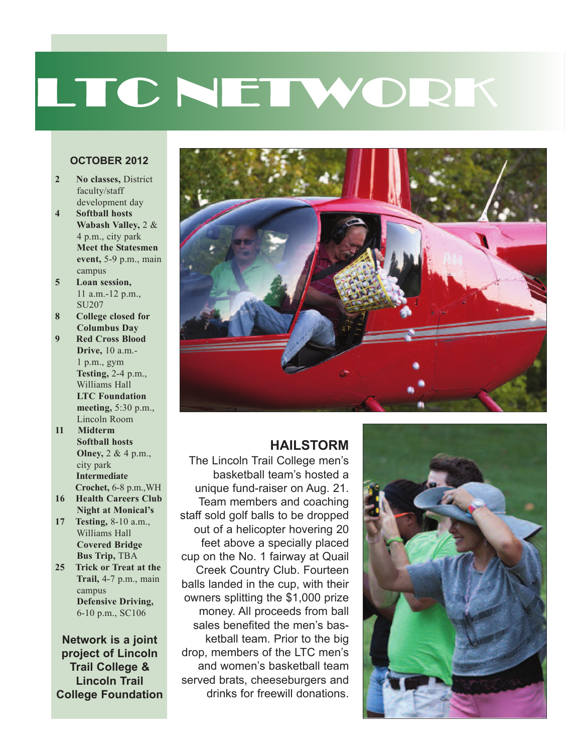# LTC NETWORK

## OCTOBER 2012

- **2** **No classes,** District faculty/staff development day
- **4** **Softball hosts Wabash Valley,** 2 & 4 p.m., city park
  **Meet the Statesmen event,** 5-9 p.m., main campus
- **5** **Loan session,** 11 a.m.-12 p.m., SU207
- **8** **College closed for Columbus Day**
- **9** **Red Cross Blood Drive,** 10 a.m.-1 p.m., gym
  **Testing,** 2-4 p.m., Williams Hall
  **LTC Foundation meeting,** 5:30 p.m., Lincoln Room
- **11** **Midterm**
  **Softball hosts Olney,** 2 & 4 p.m., city park
  **Intermediate Crochet,** 6-8 p.m.,WH
- **16** **Health Careers Club Night at Monical's**
- **17** **Testing,** 8-10 a.m., Williams Hall
  **Covered Bridge Bus Trip,** TBA
- **25** **Trick or Treat at the Trail,** 4-7 p.m., main campus
  **Defensive Driving,** 6-10 p.m., SC106

**Network is a joint project of Lincoln Trail College & Lincoln Trail College Foundation**

## HAILSTORM

The Lincoln Trail College men's basketball team's hosted a unique fund-raiser on Aug. 21. Team members and coaching staff sold golf balls to be dropped out of a helicopter hovering 20 feet above a specially placed cup on the No. 1 fairway at Quail Creek Country Club. Fourteen balls landed in the cup, with their owners splitting the $1,000 prize money. All proceeds from ball sales benefited the men's basketball team. Prior to the big drop, members of the LTC men's and women's basketball team served brats, cheeseburgers and drinks for freewill donations.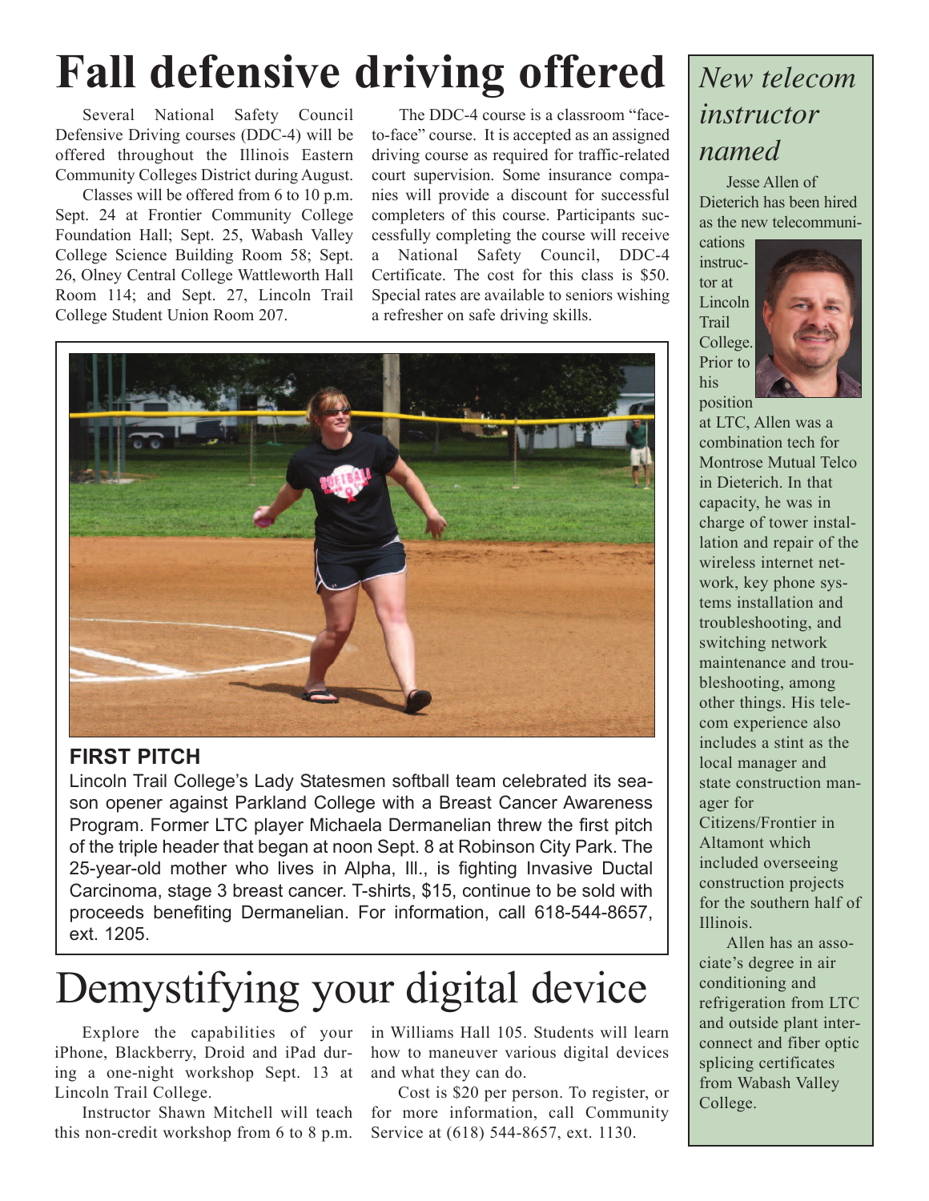# Fall defensive driving offered

Several National Safety Council Defensive Driving courses (DDC-4) will be offered throughout the Illinois Eastern Community Colleges District during August.

Classes will be offered from 6 to 10 p.m. Sept. 24 at Frontier Community College Foundation Hall; Sept. 25, Wabash Valley College Science Building Room 58; Sept. 26, Olney Central College Wattleworth Hall Room 114; and Sept. 27, Lincoln Trail College Student Union Room 207.

The DDC-4 course is a classroom "face-to-face" course. It is accepted as an assigned driving course as required for traffic-related court supervision. Some insurance companies will provide a discount for successful completers of this course. Participants successfully completing the course will receive a National Safety Council, DDC-4 Certificate. The cost for this class is $50. Special rates are available to seniors wishing a refresher on safe driving skills.

**FIRST PITCH**

Lincoln Trail College's Lady Statesmen softball team celebrated its season opener against Parkland College with a Breast Cancer Awareness Program. Former LTC player Michaela Dermanelian threw the first pitch of the triple header that began at noon Sept. 8 at Robinson City Park. The 25-year-old mother who lives in Alpha, Ill., is fighting Invasive Ductal Carcinoma, stage 3 breast cancer. T-shirts, $15, continue to be sold with proceeds benefiting Dermanelian. For information, call 618-544-8657, ext. 1205.

# Demystifying your digital device

Explore the capabilities of your iPhone, Blackberry, Droid and iPad during a one-night workshop Sept. 13 at Lincoln Trail College.

Instructor Shawn Mitchell will teach this non-credit workshop from 6 to 8 p.m. in Williams Hall 105. Students will learn how to maneuver various digital devices and what they can do.

Cost is $20 per person. To register, or for more information, call Community Service at (618) 544-8657, ext. 1130.

## *New telecom instructor named*

Jesse Allen of Dieterich has been hired as the new telecommunications instructor at Lincoln Trail College. Prior to his position at LTC, Allen was a combination tech for Montrose Mutual Telco in Dieterich. In that capacity, he was in charge of tower installation and repair of the wireless internet network, key phone systems installation and troubleshooting, and switching network maintenance and troubleshooting, among other things. His telecom experience also includes a stint as the local manager and state construction manager for Citizens/Frontier in Altamont which included overseeing construction projects for the southern half of Illinois.

Allen has an associate's degree in air conditioning and refrigeration from LTC and outside plant interconnect and fiber optic splicing certificates from Wabash Valley College.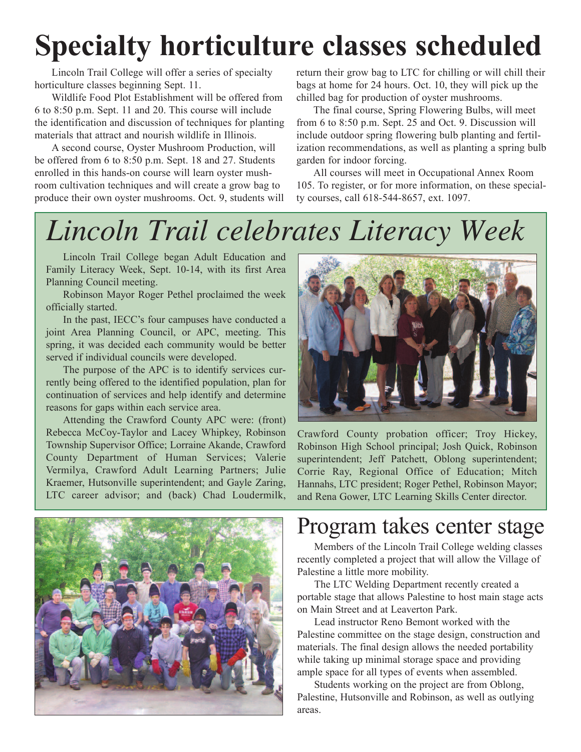# Specialty horticulture classes scheduled

Lincoln Trail College will offer a series of specialty horticulture classes beginning Sept. 11.

Wildlife Food Plot Establishment will be offered from 6 to 8:50 p.m. Sept. 11 and 20. This course will include the identification and discussion of techniques for planting materials that attract and nourish wildlife in Illinois.

A second course, Oyster Mushroom Production, will be offered from 6 to 8:50 p.m. Sept. 18 and 27. Students enrolled in this hands-on course will learn oyster mushroom cultivation techniques and will create a grow bag to produce their own oyster mushrooms. Oct. 9, students will return their grow bag to LTC for chilling or will chill their bags at home for 24 hours. Oct. 10, they will pick up the chilled bag for production of oyster mushrooms.

The final course, Spring Flowering Bulbs, will meet from 6 to 8:50 p.m. Sept. 25 and Oct. 9. Discussion will include outdoor spring flowering bulb planting and fertilization recommendations, as well as planting a spring bulb garden for indoor forcing.

All courses will meet in Occupational Annex Room 105. To register, or for more information, on these specialty courses, call 618-544-8657, ext. 1097.

# *Lincoln Trail celebrates Literacy Week*

Lincoln Trail College began Adult Education and Family Literacy Week, Sept. 10-14, with its first Area Planning Council meeting.

Robinson Mayor Roger Pethel proclaimed the week officially started.

In the past, IECC's four campuses have conducted a joint Area Planning Council, or APC, meeting. This spring, it was decided each community would be better served if individual councils were developed.

The purpose of the APC is to identify services currently being offered to the identified population, plan for continuation of services and help identify and determine reasons for gaps within each service area.

Attending the Crawford County APC were: (front) Rebecca McCoy-Taylor and Lacey Whipkey, Robinson Township Supervisor Office; Lorraine Akande, Crawford County Department of Human Services; Valerie Vermilya, Crawford Adult Learning Partners; Julie Kraemer, Hutsonville superintendent; and Gayle Zaring, LTC career advisor; and (back) Chad Loudermilk, Crawford County probation officer; Troy Hickey, Robinson High School principal; Josh Quick, Robinson superintendent; Jeff Patchett, Oblong superintendent; Corrie Ray, Regional Office of Education; Mitch Hannahs, LTC president; Roger Pethel, Robinson Mayor; and Rena Gower, LTC Learning Skills Center director.

# Program takes center stage

Members of the Lincoln Trail College welding classes recently completed a project that will allow the Village of Palestine a little more mobility.

The LTC Welding Department recently created a portable stage that allows Palestine to host main stage acts on Main Street and at Leaverton Park.

Lead instructor Reno Bemont worked with the Palestine committee on the stage design, construction and materials. The final design allows the needed portability while taking up minimal storage space and providing ample space for all types of events when assembled.

Students working on the project are from Oblong, Palestine, Hutsonville and Robinson, as well as outlying areas.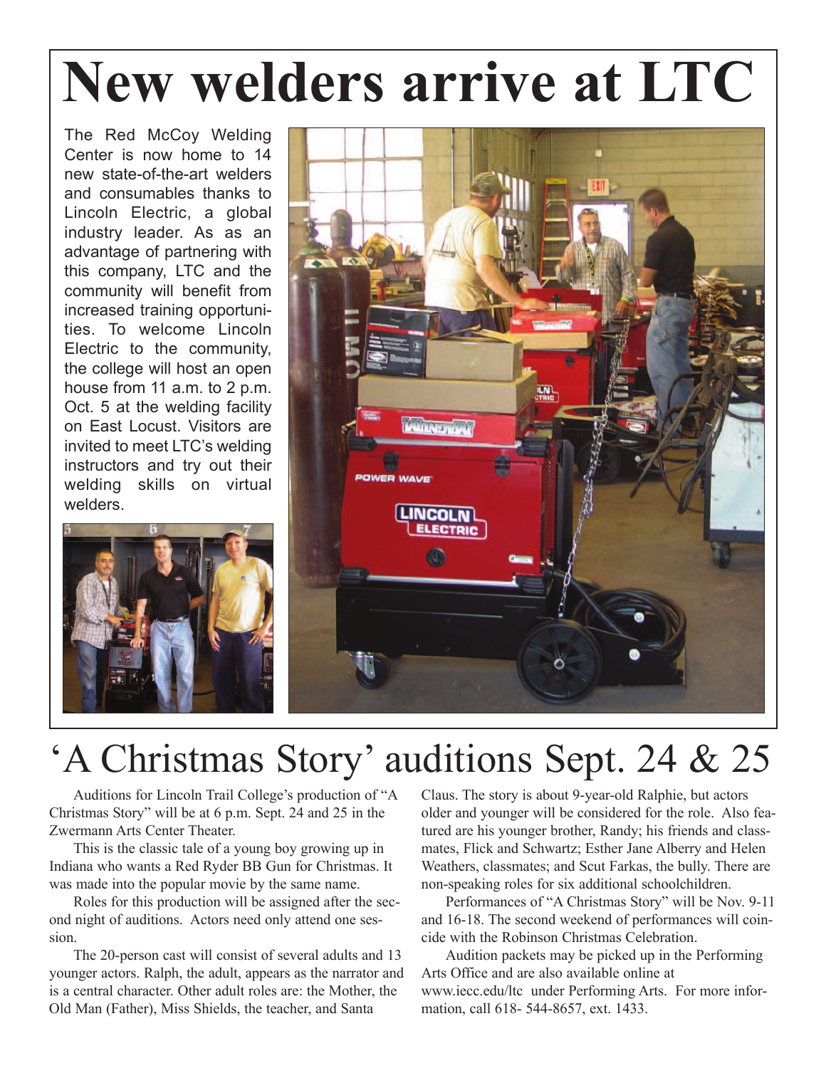# New welders arrive at LTC

The Red McCoy Welding Center is now home to 14 new state-of-the-art welders and consumables thanks to Lincoln Electric, a global industry leader. As as an advantage of partnering with this company, LTC and the community will benefit from increased training opportunities. To welcome Lincoln Electric to the community, the college will host an open house from 11 a.m. to 2 p.m. Oct. 5 at the welding facility on East Locust. Visitors are invited to meet LTC's welding instructors and try out their welding skills on virtual welders.

# 'A Christmas Story' auditions Sept. 24 & 25

Auditions for Lincoln Trail College's production of "A Christmas Story" will be at 6 p.m. Sept. 24 and 25 in the Zwermann Arts Center Theater.

This is the classic tale of a young boy growing up in Indiana who wants a Red Ryder BB Gun for Christmas. It was made into the popular movie by the same name.

Roles for this production will be assigned after the second night of auditions. Actors need only attend one session.

The 20-person cast will consist of several adults and 13 younger actors. Ralph, the adult, appears as the narrator and is a central character. Other adult roles are: the Mother, the Old Man (Father), Miss Shields, the teacher, and Santa Claus. The story is about 9-year-old Ralphie, but actors older and younger will be considered for the role. Also featured are his younger brother, Randy; his friends and classmates, Flick and Schwartz; Esther Jane Alberry and Helen Weathers, classmates; and Scut Farkas, the bully. There are non-speaking roles for six additional schoolchildren.

Performances of "A Christmas Story" will be Nov. 9-11 and 16-18. The second weekend of performances will coincide with the Robinson Christmas Celebration.

Audition packets may be picked up in the Performing Arts Office and are also available online at www.iecc.edu/ltc under Performing Arts. For more information, call 618- 544-8657, ext. 1433.